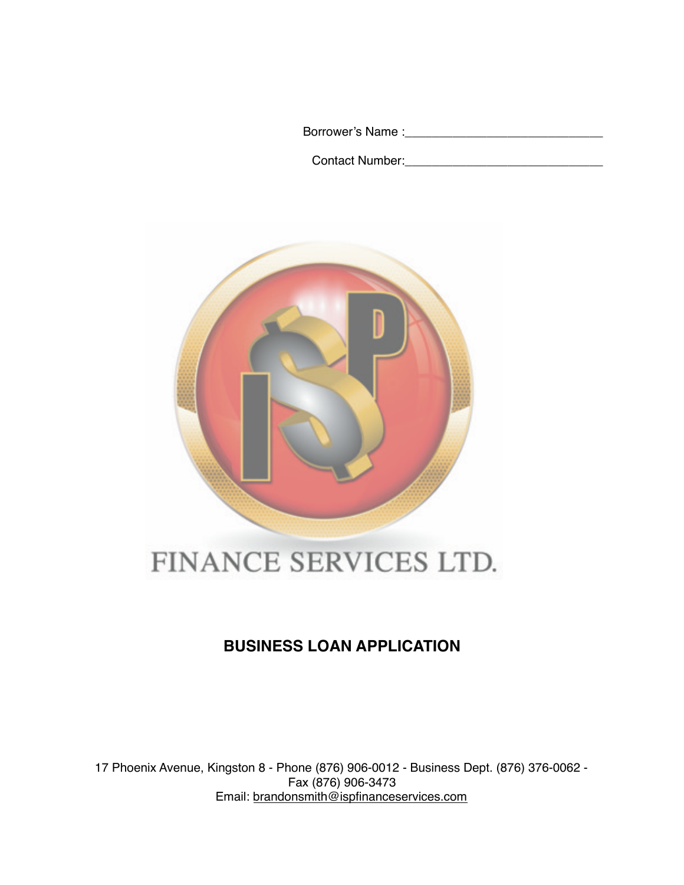Borrower's Name :______________________________

Contact Number:______________________________

FINANCE SERVICES LTD.

# BUSINESS LOAN APPLICATION

17 Phoenix Avenue, Kingston 8 - Phone (876) 906-0012 - Business Dept. (876) 376-0062 - Fax (876) 906-3473
Email: brandonsmith@ispfinanceservices.com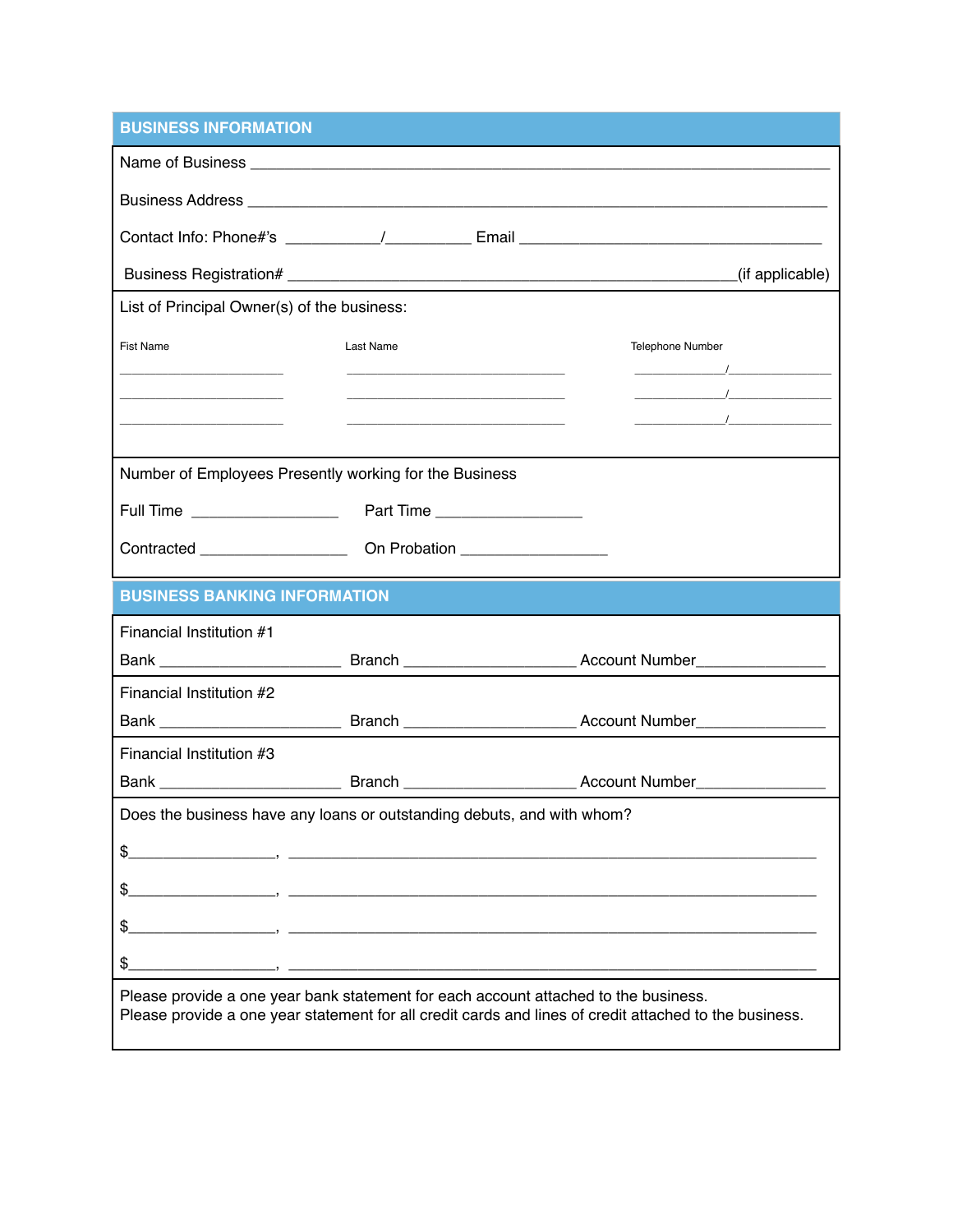## BUSINESS INFORMATION

Name of Business ______________________________________________________________

Business Address ______________________________________________________________

Contact Info: Phone#'s ___________/__________ Email ___________________________________

Business Registration# ___________________________________________________(if applicable)

List of Principal Owner(s) of the business:

| Fist Name | Last Name | Telephone Number |
|---|---|---|
| ____________________ | ___________________________ | ___________/_____________ |
| ____________________ | ___________________________ | ___________/_____________ |
| ____________________ | ___________________________ | ___________/_____________ |

Number of Employees Presently working for the Business

Full Time _________________ Part Time _________________

Contracted _________________ On Probation _________________

## BUSINESS BANKING INFORMATION

Financial Institution #1

Bank _____________________ Branch ____________________ Account Number_______________

Financial Institution #2

Bank _____________________ Branch ____________________ Account Number_______________

Financial Institution #3

Bank _____________________ Branch ____________________ Account Number_______________

Does the business have any loans or outstanding debuts, and with whom?

$_________________, ____________________________________________________________

$_________________, ____________________________________________________________

$_________________, ____________________________________________________________

$_________________, ____________________________________________________________

Please provide a one year bank statement for each account attached to the business.
Please provide a one year statement for all credit cards and lines of credit attached to the business.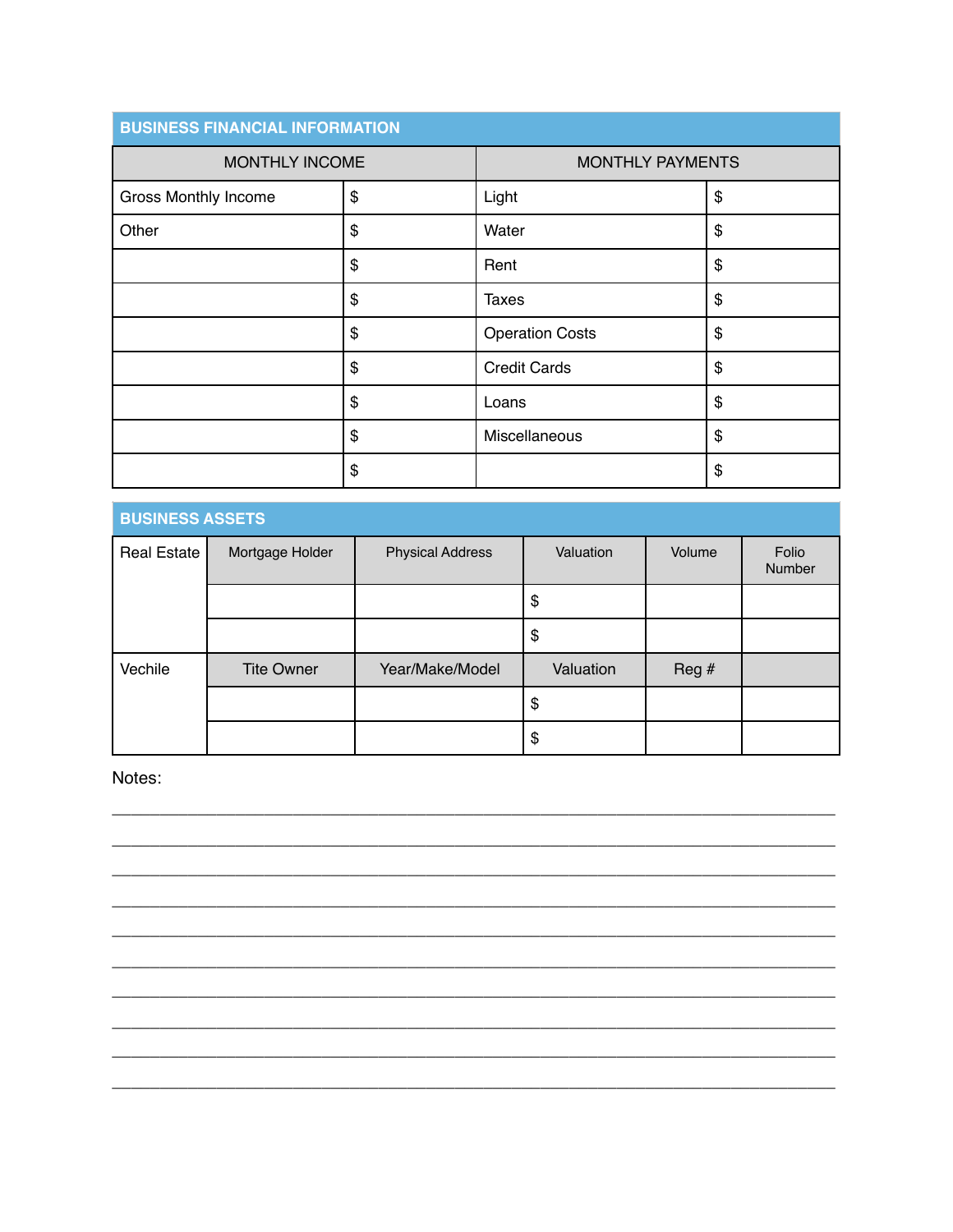## BUSINESS FINANCIAL INFORMATION

| MONTHLY INCOME | | MONTHLY PAYMENTS | |
|---|---|---|---|
| Gross Monthly Income | $ | Light | $ |
| Other | $ | Water | $ |
| | $ | Rent | $ |
| | $ | Taxes | $ |
| | $ | Operation Costs | $ |
| | $ | Credit Cards | $ |
| | $ | Loans | $ |
| | $ | Miscellaneous | $ |
| | $ | | $ |

## BUSINESS ASSETS

| Real Estate | Mortgage Holder | Physical Address | Valuation | Volume | Folio Number |
|---|---|---|---|---|---|
| | | | $ | | |
| | | | $ | | |
| Vechile | Tite Owner | Year/Make/Model | Valuation | Reg # | |
| | | | $ | | |
| | | | $ | | |

Notes:

______________________________________________________________________________

______________________________________________________________________________

______________________________________________________________________________

______________________________________________________________________________

______________________________________________________________________________

______________________________________________________________________________

______________________________________________________________________________

______________________________________________________________________________

______________________________________________________________________________

______________________________________________________________________________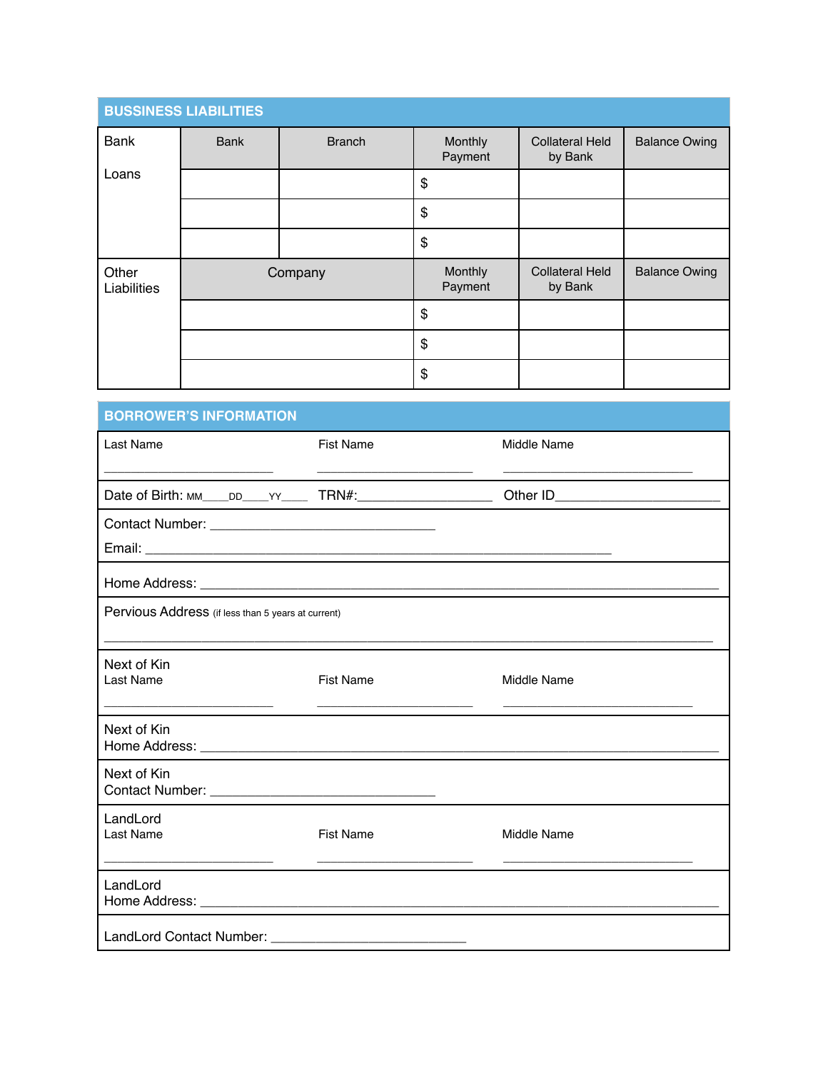## BUSSINESS LIABILITIES

| Bank Loans | Bank | Branch | Monthly Payment | Collateral Held by Bank | Balance Owing |
|---|---|---|---|---|---|
| | | | $ | | |
| | | | $ | | |
| | | | $ | | |

| Other Liabilities | Company | Monthly Payment | Collateral Held by Bank | Balance Owing |
|---|---|---|---|---|
| | | $ | | |
| | | $ | | |
| | | $ | | |

## BORROWER'S INFORMATION

Last Name ________________________ Fist Name ______________________ Middle Name ___________________________

Date of Birth: MM____DD____YY____ TRN#:___________________ Other ID________________________

Contact Number: ________________________________

Email: ____________________________________________________________________

Home Address: ____________________________________________________________________________

Pervious Address (if less than 5 years at current)

______________________________________________________________________________________

Next of Kin
Last Name ________________________ Fist Name ______________________ Middle Name ___________________________

Next of Kin
Home Address: ____________________________________________________________________________

Next of Kin
Contact Number: ________________________________

LandLord
Last Name ________________________ Fist Name ______________________ Middle Name ___________________________

LandLord
Home Address: ____________________________________________________________________________

LandLord Contact Number: ____________________________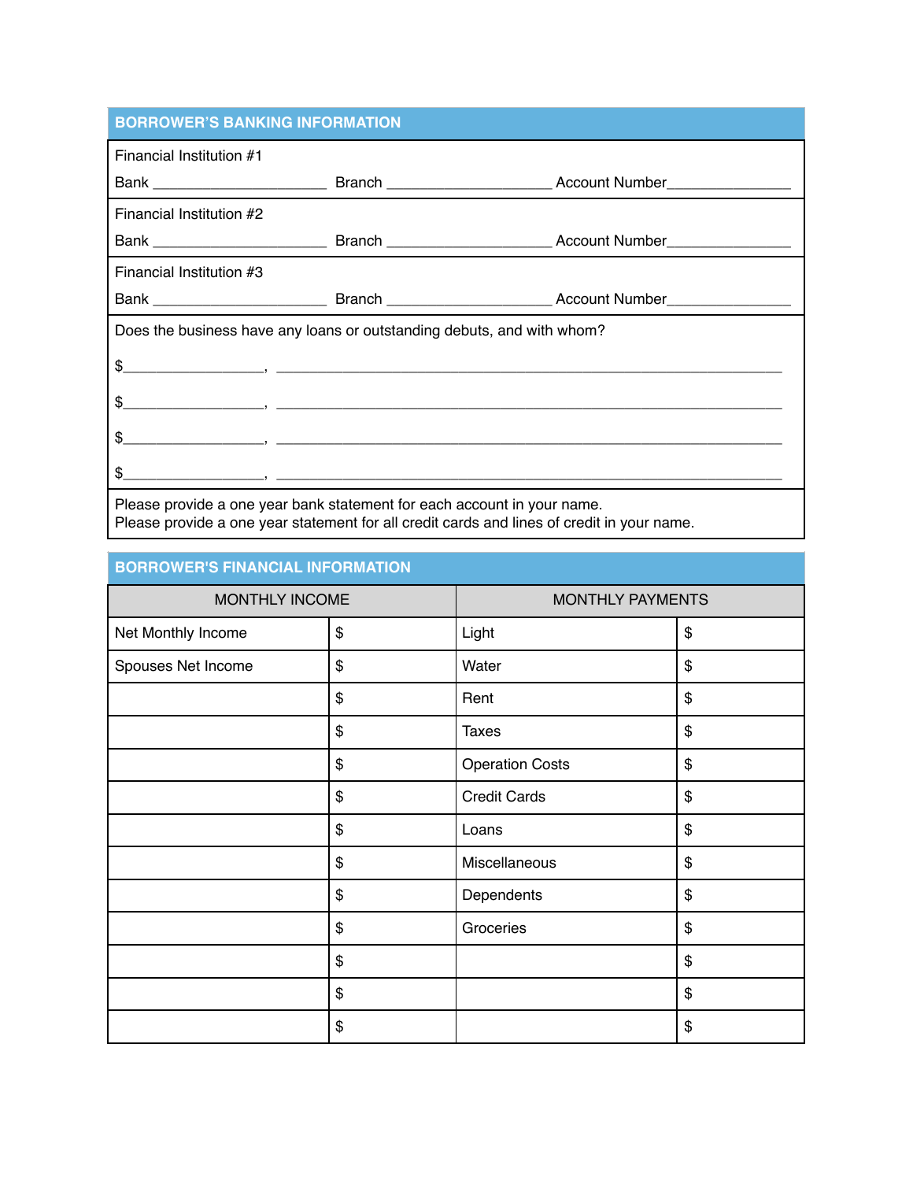## BORROWER'S BANKING INFORMATION

Financial Institution #1

Bank ____________________ Branch ___________________ Account Number_______________

Financial Institution #2

Bank ____________________ Branch ___________________ Account Number_______________

Financial Institution #3

Bank ____________________ Branch ___________________ Account Number_______________

Does the business have any loans or outstanding debuts, and with whom?

$________________, ___________________________________________________________

$________________, ___________________________________________________________

$________________, ___________________________________________________________

$________________, ___________________________________________________________

Please provide a one year bank statement for each account in your name.
Please provide a one year statement for all credit cards and lines of credit in your name.

## BORROWER'S FINANCIAL INFORMATION

| MONTHLY INCOME | | MONTHLY PAYMENTS | |
|---|---|---|---|
| Net Monthly Income | $ | Light | $ |
| Spouses Net Income | $ | Water | $ |
| | $ | Rent | $ |
| | $ | Taxes | $ |
| | $ | Operation Costs | $ |
| | $ | Credit Cards | $ |
| | $ | Loans | $ |
| | $ | Miscellaneous | $ |
| | $ | Dependents | $ |
| | $ | Groceries | $ |
| | $ | | $ |
| | $ | | $ |
| | $ | | $ |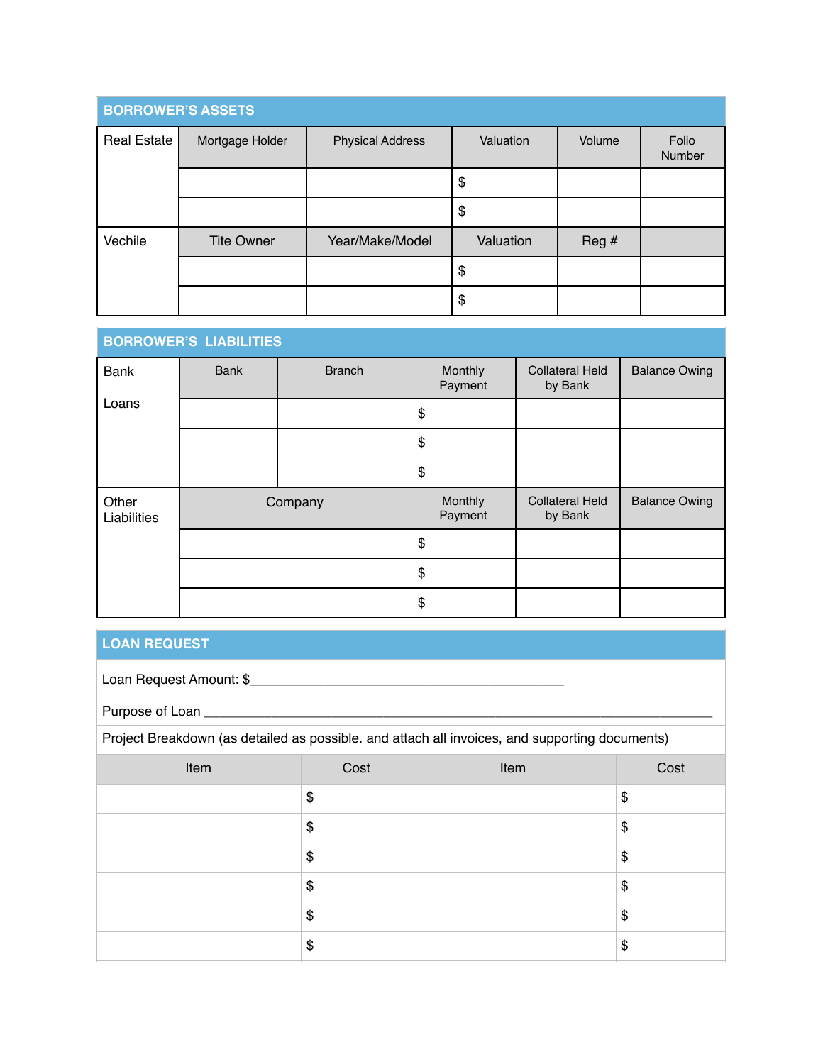## BORROWER'S ASSETS

| Real Estate | Mortgage Holder | Physical Address | Valuation | Volume | Folio Number |
|---|---|---|---|---|---|
| | | | $ | | |
| | | | $ | | |
| **Vechile** | **Tite Owner** | **Year/Make/Model** | **Valuation** | **Reg #** | |
| | | | $ | | |
| | | | $ | | |

## BORROWER'S LIABILITIES

| Bank Loans | Bank | Branch | Monthly Payment | Collateral Held by Bank | Balance Owing |
|---|---|---|---|---|---|
| | | | $ | | |
| | | | $ | | |
| | | | $ | | |
| **Other Liabilities** | **Company** | | **Monthly Payment** | **Collateral Held by Bank** | **Balance Owing** |
| | | | $ | | |
| | | | $ | | |
| | | | $ | | |

## LOAN REQUEST

Loan Request Amount: $_____________________________________________

Purpose of Loan ___________________________________________________________________________

Project Breakdown (as detailed as possible. and attach all invoices, and supporting documents)

| Item | Cost | Item | Cost |
|---|---|---|---|
| | $ | | $ |
| | $ | | $ |
| | $ | | $ |
| | $ | | $ |
| | $ | | $ |
| | $ | | $ |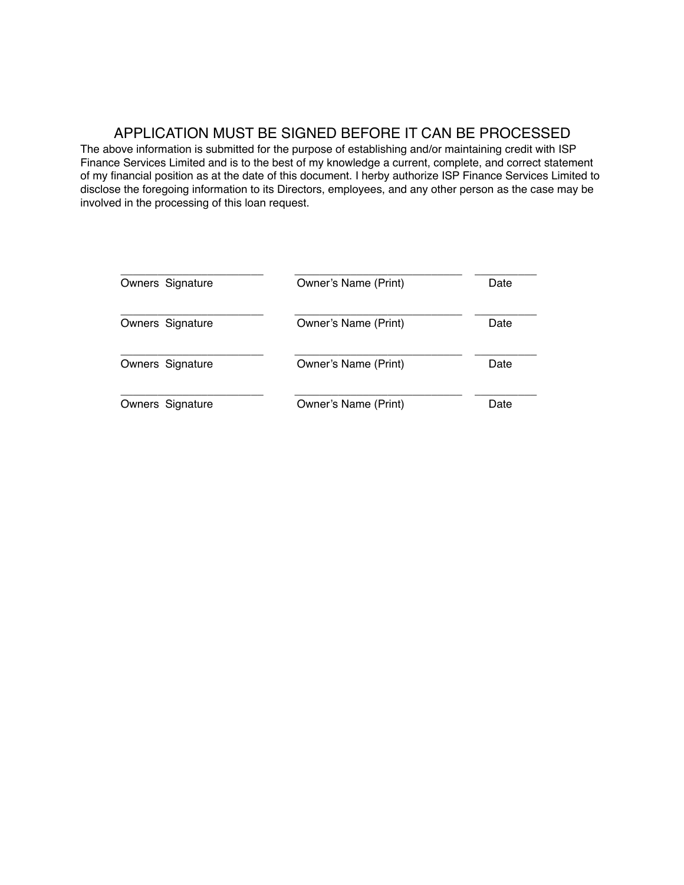## APPLICATION MUST BE SIGNED BEFORE IT CAN BE PROCESSED

The above information is submitted for the purpose of establishing and/or maintaining credit with ISP Finance Services Limited and is to the best of my knowledge a current, complete, and correct statement of my financial position as at the date of this document. I herby authorize ISP Finance Services Limited to disclose the foregoing information to its Directors, employees, and any other person as the case may be involved in the processing of this loan request.

| | | |
|---|---|---|
| ______________________ | __________________________ | _________ |
| Owners Signature | Owner's Name (Print) | Date |
| ______________________ | __________________________ | _________ |
| Owners Signature | Owner's Name (Print) | Date |
| ______________________ | __________________________ | _________ |
| Owners Signature | Owner's Name (Print) | Date |
| ______________________ | __________________________ | _________ |
| Owners Signature | Owner's Name (Print) | Date |